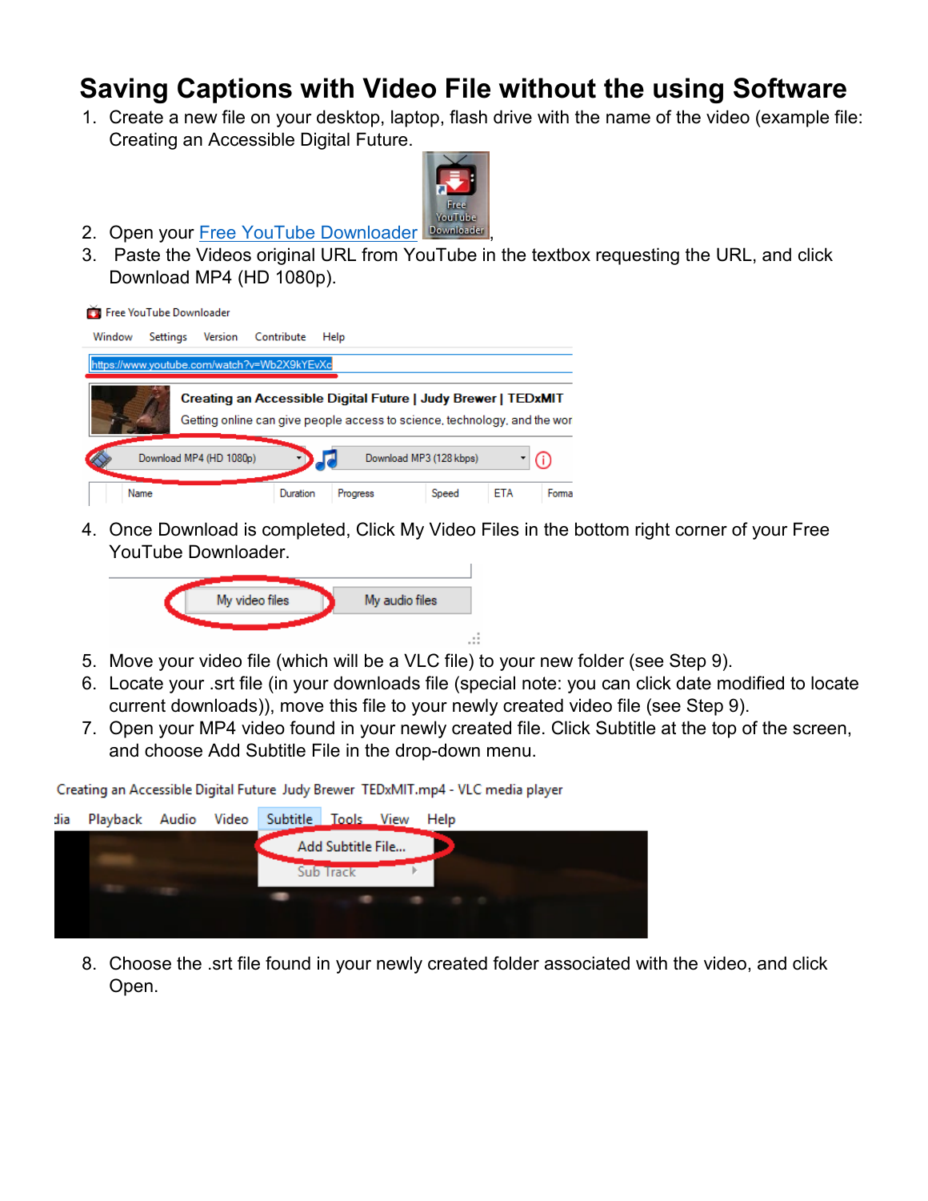# Saving Captions with Video File without the using Software

1. Create a new file on your desktop, laptop, flash drive with the name of the video (example file: Creating an Accessible Digital Future.
2. Open your [Free YouTube Downloader](#),
3. Paste the Videos original URL from YouTube in the textbox requesting the URL, and click Download MP4 (HD 1080p).
4. Once Download is completed, Click My Video Files in the bottom right corner of your Free YouTube Downloader.
5. Move your video file (which will be a VLC file) to your new folder (see Step 9).
6. Locate your .srt file (in your downloads file (special note: you can click date modified to locate current downloads)), move this file to your newly created video file (see Step 9).
7. Open your MP4 video found in your newly created file. Click Subtitle at the top of the screen, and choose Add Subtitle File in the drop-down menu.
8. Choose the .srt file found in your newly created folder associated with the video, and click Open.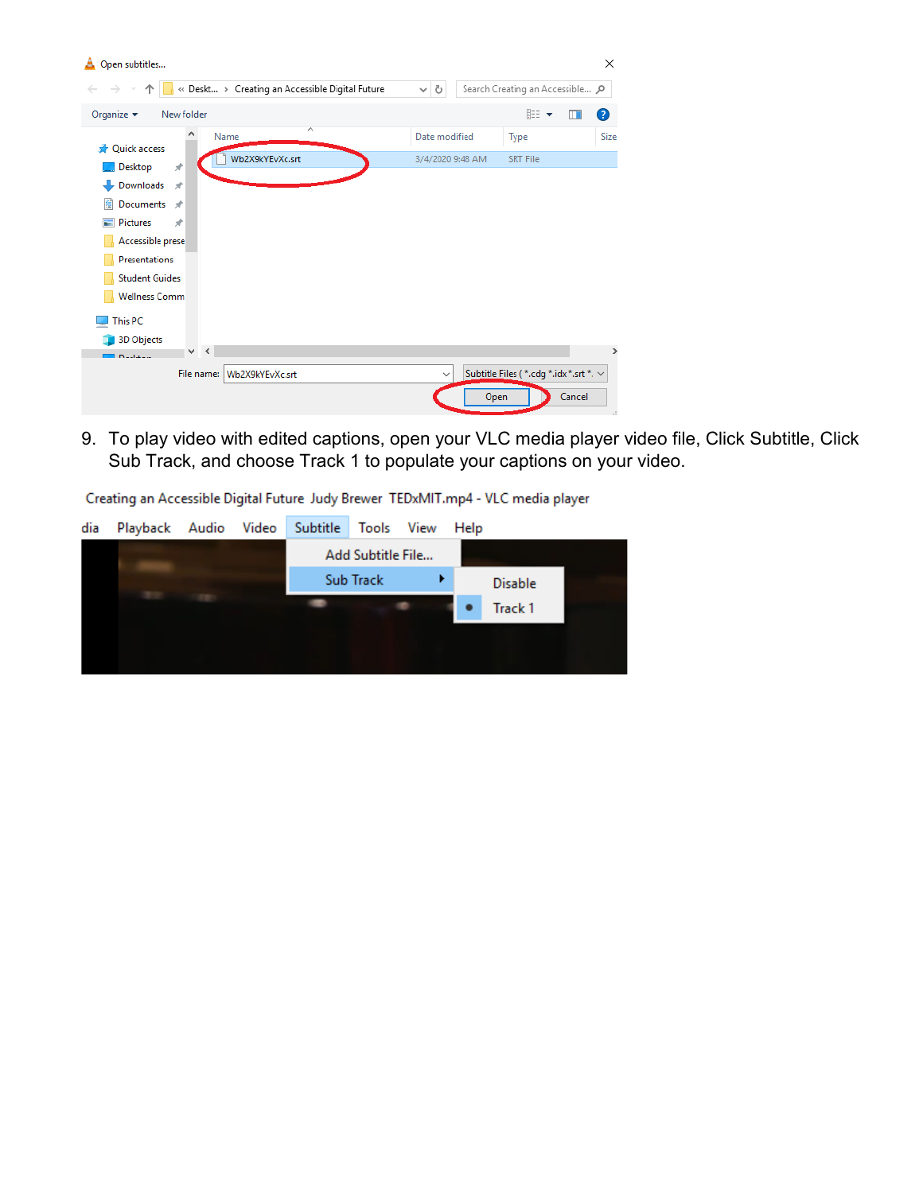9. To play video with edited captions, open your VLC media player video file, Click Subtitle, Click Sub Track, and choose Track 1 to populate your captions on your video.